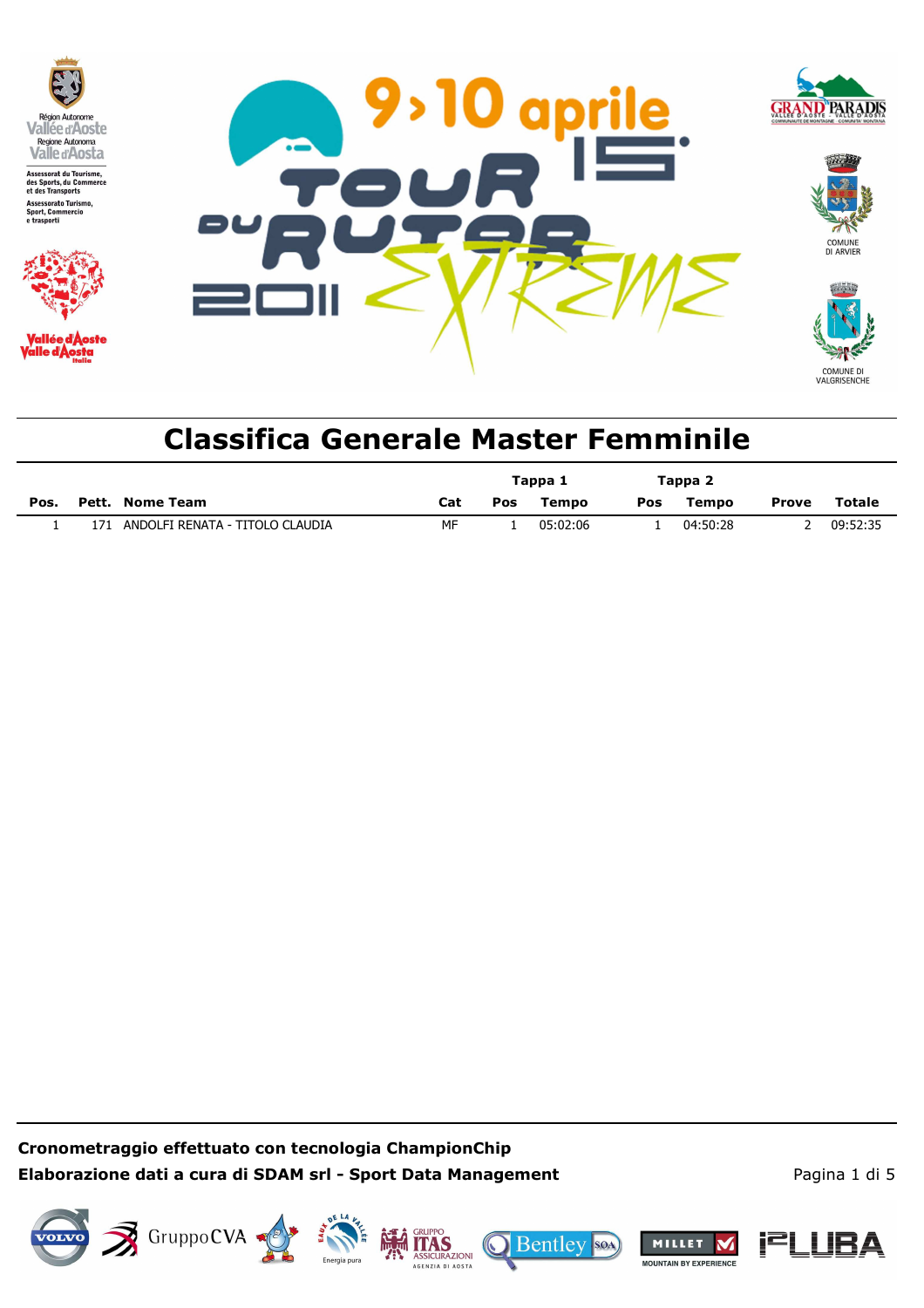# Classifica Generale Master Femminile

| | | | | Tappa 1 | | Tappa 2 | | | |
|---|---|---|---|---|---|---|---|---|---|
| Pos. | Pett. | Nome Team | Cat | Pos | Tempo | Pos | Tempo | Prove | Totale |
| 1 | 171 | ANDOLFI RENATA - TITOLO CLAUDIA | MF | 1 | 05:02:06 | 1 | 04:50:28 | 2 | 09:52:35 |

**Cronometraggio effettuato con tecnologia ChampionChip**

**Elaborazione dati a cura di SDAM srl - Sport Data Management**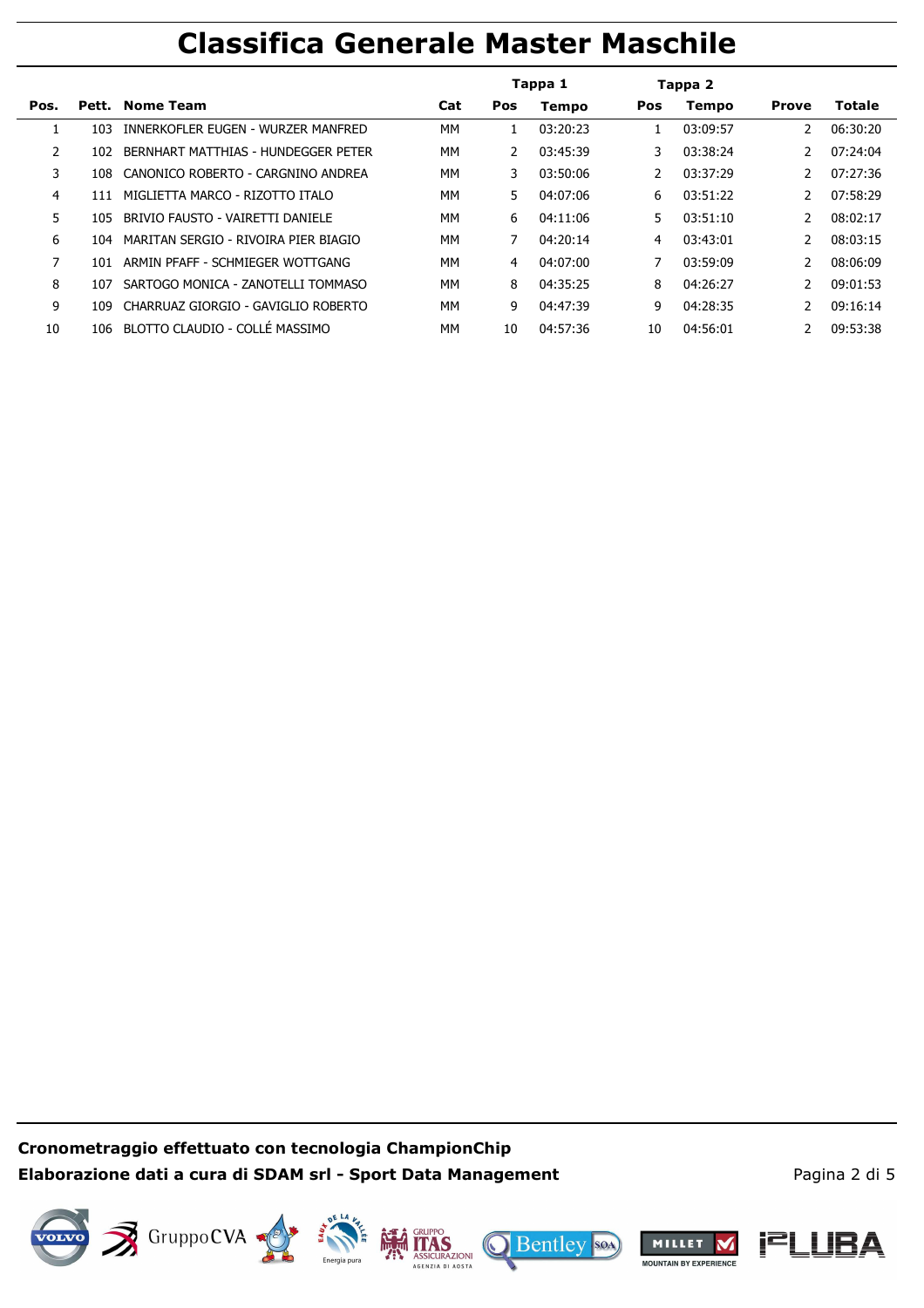# Classifica Generale Master Maschile

| | | | | Tappa 1 | | Tappa 2 | | | |
|---|---|---|---|---|---|---|---|---|---|
| **Pos.** | **Pett.** | **Nome Team** | **Cat** | **Pos** | **Tempo** | **Pos** | **Tempo** | **Prove** | **Totale** |
| 1 | 103 | INNERKOFLER EUGEN - WURZER MANFRED | MM | 1 | 03:20:23 | 1 | 03:09:57 | 2 | 06:30:20 |
| 2 | 102 | BERNHART MATTHIAS - HUNDEGGER PETER | MM | 2 | 03:45:39 | 3 | 03:38:24 | 2 | 07:24:04 |
| 3 | 108 | CANONICO ROBERTO - CARGNINO ANDREA | MM | 3 | 03:50:06 | 2 | 03:37:29 | 2 | 07:27:36 |
| 4 | 111 | MIGLIETTA MARCO - RIZOTTO ITALO | MM | 5 | 04:07:06 | 6 | 03:51:22 | 2 | 07:58:29 |
| 5 | 105 | BRIVIO FAUSTO - VAIRETTI DANIELE | MM | 6 | 04:11:06 | 5 | 03:51:10 | 2 | 08:02:17 |
| 6 | 104 | MARITAN SERGIO - RIVOIRA PIER BIAGIO | MM | 7 | 04:20:14 | 4 | 03:43:01 | 2 | 08:03:15 |
| 7 | 101 | ARMIN PFAFF - SCHMIEGER WOTTGANG | MM | 4 | 04:07:00 | 7 | 03:59:09 | 2 | 08:06:09 |
| 8 | 107 | SARTOGO MONICA - ZANOTELLI TOMMASO | MM | 8 | 04:35:25 | 8 | 04:26:27 | 2 | 09:01:53 |
| 9 | 109 | CHARRUAZ GIORGIO - GAVIGLIO ROBERTO | MM | 9 | 04:47:39 | 9 | 04:28:35 | 2 | 09:16:14 |
| 10 | 106 | BLOTTO CLAUDIO - COLLÉ MASSIMO | MM | 10 | 04:57:36 | 10 | 04:56:01 | 2 | 09:53:38 |

**Cronometraggio effettuato con tecnologia ChampionChip**
**Elaborazione dati a cura di SDAM srl - Sport Data Management**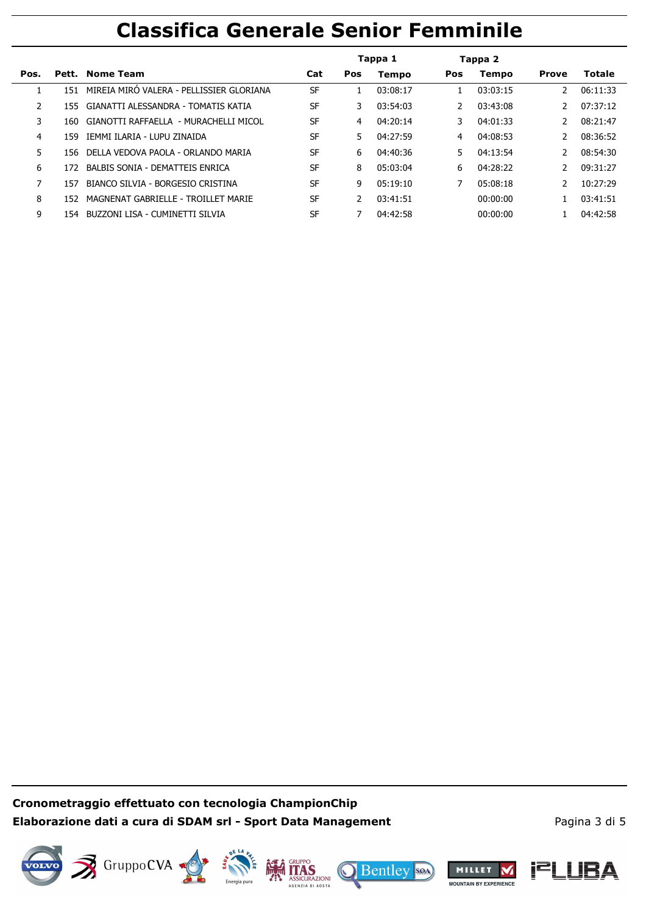# Classifica Generale Senior Femminile

| | | | | Tappa 1 | | Tappa 2 | | | |
|---|---|---|---|---|---|---|---|---|---|
| **Pos.** | **Pett.** | **Nome Team** | **Cat** | **Pos** | **Tempo** | **Pos** | **Tempo** | **Prove** | **Totale** |
| 1 | 151 | MIREIA MIRÓ VALERA - PELLISSIER GLORIANA | SF | 1 | 03:08:17 | 1 | 03:03:15 | 2 | 06:11:33 |
| 2 | 155 | GIANATTI ALESSANDRA - TOMATIS KATIA | SF | 3 | 03:54:03 | 2 | 03:43:08 | 2 | 07:37:12 |
| 3 | 160 | GIANOTTI RAFFAELLA - MURACHELLI MICOL | SF | 4 | 04:20:14 | 3 | 04:01:33 | 2 | 08:21:47 |
| 4 | 159 | IEMMI ILARIA - LUPU ZINAIDA | SF | 5 | 04:27:59 | 4 | 04:08:53 | 2 | 08:36:52 |
| 5 | 156 | DELLA VEDOVA PAOLA - ORLANDO MARIA | SF | 6 | 04:40:36 | 5 | 04:13:54 | 2 | 08:54:30 |
| 6 | 172 | BALBIS SONIA - DEMATTEIS ENRICA | SF | 8 | 05:03:04 | 6 | 04:28:22 | 2 | 09:31:27 |
| 7 | 157 | BIANCO SILVIA - BORGESIO CRISTINA | SF | 9 | 05:19:10 | 7 | 05:08:18 | 2 | 10:27:29 |
| 8 | 152 | MAGNENAT GABRIELLE - TROILLET MARIE | SF | 2 | 03:41:51 | | 00:00:00 | 1 | 03:41:51 |
| 9 | 154 | BUZZONI LISA - CUMINETTI SILVIA | SF | 7 | 04:42:58 | | 00:00:00 | 1 | 04:42:58 |

**Cronometraggio effettuato con tecnologia ChampionChip**
**Elaborazione dati a cura di SDAM srl - Sport Data Management**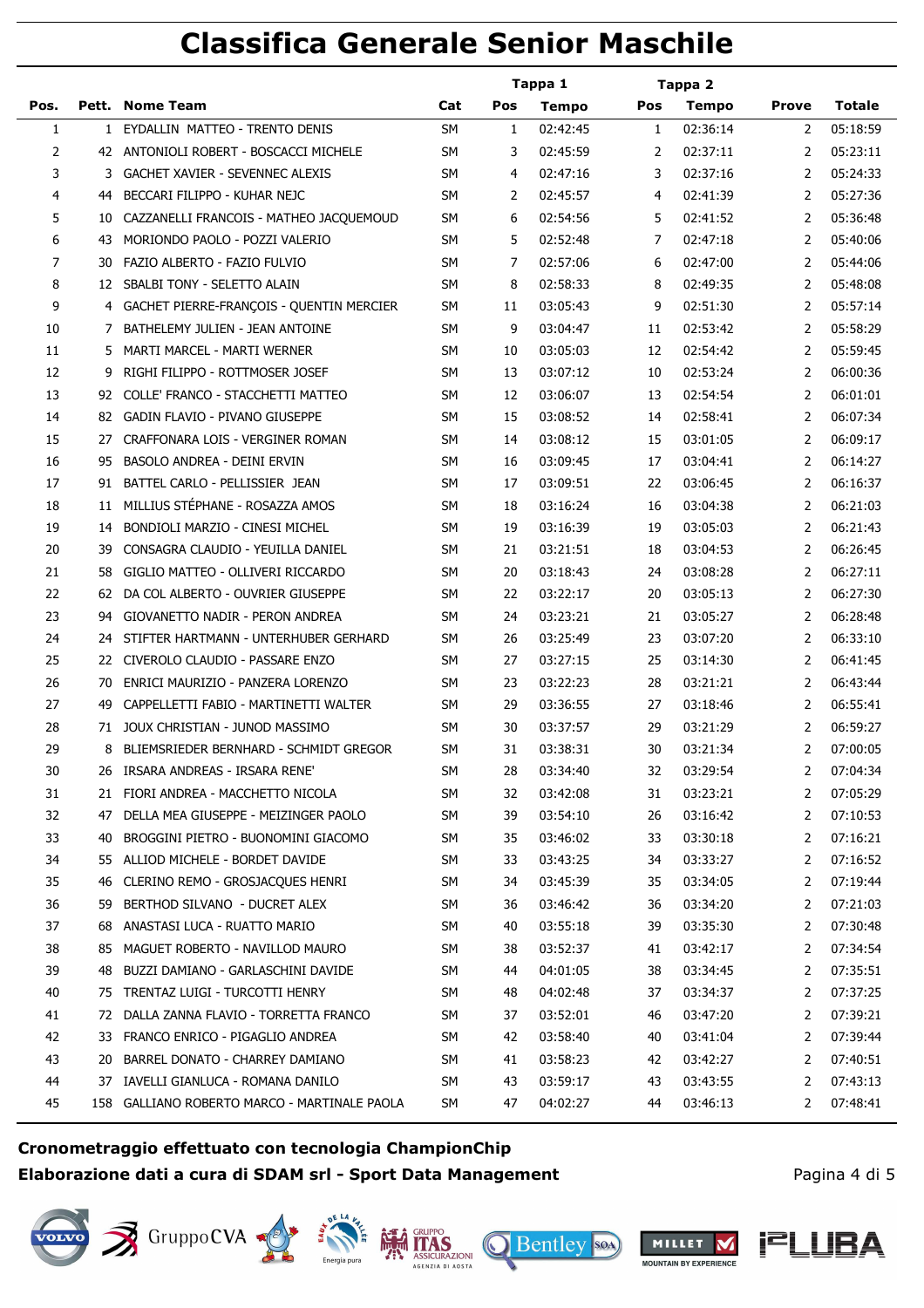# Classifica Generale Senior Maschile

| | | | | Tappa 1 | | Tappa 2 | | | |
|---|---|---|---|---|---|---|---|---|---|
| Pos. | Pett. | Nome Team | Cat | Pos | Tempo | Pos | Tempo | Prove | Totale |
| 1 | 1 | EYDALLIN MATTEO - TRENTO DENIS | SM | 1 | 02:42:45 | 1 | 02:36:14 | 2 | 05:18:59 |
| 2 | 42 | ANTONIOLI ROBERT - BOSCACCI MICHELE | SM | 3 | 02:45:59 | 2 | 02:37:11 | 2 | 05:23:11 |
| 3 | 3 | GACHET XAVIER - SEVENNEC ALEXIS | SM | 4 | 02:47:16 | 3 | 02:37:16 | 2 | 05:24:33 |
| 4 | 44 | BECCARI FILIPPO - KUHAR NEJC | SM | 2 | 02:45:57 | 4 | 02:41:39 | 2 | 05:27:36 |
| 5 | 10 | CAZZANELLI FRANCOIS - MATHEO JACQUEMOUD | SM | 6 | 02:54:56 | 5 | 02:41:52 | 2 | 05:36:48 |
| 6 | 43 | MORIONDO PAOLO - POZZI VALERIO | SM | 5 | 02:52:48 | 7 | 02:47:18 | 2 | 05:40:06 |
| 7 | 30 | FAZIO ALBERTO - FAZIO FULVIO | SM | 7 | 02:57:06 | 6 | 02:47:00 | 2 | 05:44:06 |
| 8 | 12 | SBALBI TONY - SELETTO ALAIN | SM | 8 | 02:58:33 | 8 | 02:49:35 | 2 | 05:48:08 |
| 9 | 4 | GACHET PIERRE-FRANÇOIS - QUENTIN MERCIER | SM | 11 | 03:05:43 | 9 | 02:51:30 | 2 | 05:57:14 |
| 10 | 7 | BATHELEMY JULIEN - JEAN ANTOINE | SM | 9 | 03:04:47 | 11 | 02:53:42 | 2 | 05:58:29 |
| 11 | 5 | MARTI MARCEL - MARTI WERNER | SM | 10 | 03:05:03 | 12 | 02:54:42 | 2 | 05:59:45 |
| 12 | 9 | RIGHI FILIPPO - ROTTMOSER JOSEF | SM | 13 | 03:07:12 | 10 | 02:53:24 | 2 | 06:00:36 |
| 13 | 92 | COLLE' FRANCO - STACCHETTI MATTEO | SM | 12 | 03:06:07 | 13 | 02:54:54 | 2 | 06:01:01 |
| 14 | 82 | GADIN FLAVIO - PIVANO GIUSEPPE | SM | 15 | 03:08:52 | 14 | 02:58:41 | 2 | 06:07:34 |
| 15 | 27 | CRAFFONARA LOIS - VERGINER ROMAN | SM | 14 | 03:08:12 | 15 | 03:01:05 | 2 | 06:09:17 |
| 16 | 95 | BASOLO ANDREA - DEINI ERVIN | SM | 16 | 03:09:45 | 17 | 03:04:41 | 2 | 06:14:27 |
| 17 | 91 | BATTEL CARLO - PELLISSIER JEAN | SM | 17 | 03:09:51 | 22 | 03:06:45 | 2 | 06:16:37 |
| 18 | 11 | MILLIUS STÉPHANE - ROSAZZA AMOS | SM | 18 | 03:16:24 | 16 | 03:04:38 | 2 | 06:21:03 |
| 19 | 14 | BONDIOLI MARZIO - CINESI MICHEL | SM | 19 | 03:16:39 | 19 | 03:05:03 | 2 | 06:21:43 |
| 20 | 39 | CONSAGRA CLAUDIO - YEUILLA DANIEL | SM | 21 | 03:21:51 | 18 | 03:04:53 | 2 | 06:26:45 |
| 21 | 58 | GIGLIO MATTEO - OLLIVERI RICCARDO | SM | 20 | 03:18:43 | 24 | 03:08:28 | 2 | 06:27:11 |
| 22 | 62 | DA COL ALBERTO - OUVRIER GIUSEPPE | SM | 22 | 03:22:17 | 20 | 03:05:13 | 2 | 06:27:30 |
| 23 | 94 | GIOVANETTO NADIR - PERON ANDREA | SM | 24 | 03:23:21 | 21 | 03:05:27 | 2 | 06:28:48 |
| 24 | 24 | STIFTER HARTMANN - UNTERHUBER GERHARD | SM | 26 | 03:25:49 | 23 | 03:07:20 | 2 | 06:33:10 |
| 25 | 22 | CIVEROLO CLAUDIO - PASSARE ENZO | SM | 27 | 03:27:15 | 25 | 03:14:30 | 2 | 06:41:45 |
| 26 | 70 | ENRICI MAURIZIO - PANZERA LORENZO | SM | 23 | 03:22:23 | 28 | 03:21:21 | 2 | 06:43:44 |
| 27 | 49 | CAPPELLETTI FABIO - MARTINETTI WALTER | SM | 29 | 03:36:55 | 27 | 03:18:46 | 2 | 06:55:41 |
| 28 | 71 | JOUX CHRISTIAN - JUNOD MASSIMO | SM | 30 | 03:37:57 | 29 | 03:21:29 | 2 | 06:59:27 |
| 29 | 8 | BLIEMSRIEDER BERNHARD - SCHMIDT GREGOR | SM | 31 | 03:38:31 | 30 | 03:21:34 | 2 | 07:00:05 |
| 30 | 26 | IRSARA ANDREAS - IRSARA RENE' | SM | 28 | 03:34:40 | 32 | 03:29:54 | 2 | 07:04:34 |
| 31 | 21 | FIORI ANDREA - MACCHETTO NICOLA | SM | 32 | 03:42:08 | 31 | 03:23:21 | 2 | 07:05:29 |
| 32 | 47 | DELLA MEA GIUSEPPE - MEIZINGER PAOLO | SM | 39 | 03:54:10 | 26 | 03:16:42 | 2 | 07:10:53 |
| 33 | 40 | BROGGINI PIETRO - BUONOMINI GIACOMO | SM | 35 | 03:46:02 | 33 | 03:30:18 | 2 | 07:16:21 |
| 34 | 55 | ALLIOD MICHELE - BORDET DAVIDE | SM | 33 | 03:43:25 | 34 | 03:33:27 | 2 | 07:16:52 |
| 35 | 46 | CLERINO REMO - GROSJACQUES HENRI | SM | 34 | 03:45:39 | 35 | 03:34:05 | 2 | 07:19:44 |
| 36 | 59 | BERTHOD SILVANO - DUCRET ALEX | SM | 36 | 03:46:42 | 36 | 03:34:20 | 2 | 07:21:03 |
| 37 | 68 | ANASTASI LUCA - RUATTO MARIO | SM | 40 | 03:55:18 | 39 | 03:35:30 | 2 | 07:30:48 |
| 38 | 85 | MAGUET ROBERTO - NAVILLOD MAURO | SM | 38 | 03:52:37 | 41 | 03:42:17 | 2 | 07:34:54 |
| 39 | 48 | BUZZI DAMIANO - GARLASCHINI DAVIDE | SM | 44 | 04:01:05 | 38 | 03:34:45 | 2 | 07:35:51 |
| 40 | 75 | TRENTAZ LUIGI - TURCOTTI HENRY | SM | 48 | 04:02:48 | 37 | 03:34:37 | 2 | 07:37:25 |
| 41 | 72 | DALLA ZANNA FLAVIO - TORRETTA FRANCO | SM | 37 | 03:52:01 | 46 | 03:47:20 | 2 | 07:39:21 |
| 42 | 33 | FRANCO ENRICO - PIGAGLIO ANDREA | SM | 42 | 03:58:40 | 40 | 03:41:04 | 2 | 07:39:44 |
| 43 | 20 | BARREL DONATO - CHARREY DAMIANO | SM | 41 | 03:58:23 | 42 | 03:42:27 | 2 | 07:40:51 |
| 44 | 37 | IAVELLI GIANLUCA - ROMANA DANILO | SM | 43 | 03:59:17 | 43 | 03:43:55 | 2 | 07:43:13 |
| 45 | 158 | GALLIANO ROBERTO MARCO - MARTINALE PAOLA | SM | 47 | 04:02:27 | 44 | 03:46:13 | 2 | 07:48:41 |

**Cronometraggio effettuato con tecnologia ChampionChip**

**Elaborazione dati a cura di SDAM srl - Sport Data Management**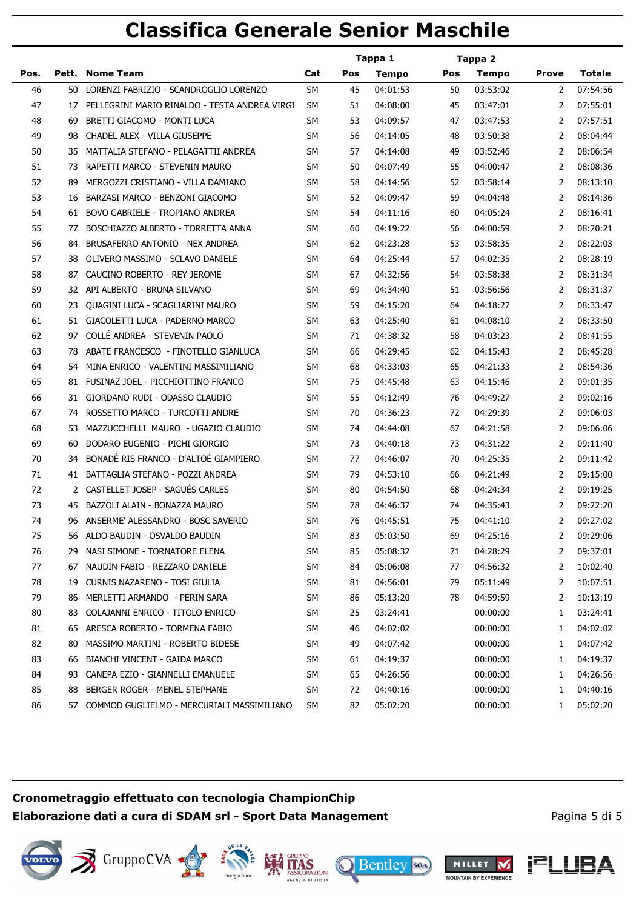# Classifica Generale Senior Maschile

| Pos. | Pett. | Nome Team | Cat | Tappa 1 | | Tappa 2 | | Prove | Totale |
|---|---|---|---|---|---|---|---|---|---|
| | | | | Pos | Tempo | Pos | Tempo | | |
| 46 | 50 | LORENZI FABRIZIO - SCANDROGLIO LORENZO | SM | 45 | 04:01:53 | 50 | 03:53:02 | 2 | 07:54:56 |
| 47 | 17 | PELLEGRINI MARIO RINALDO - TESTA ANDREA VIRGI | SM | 51 | 04:08:00 | 45 | 03:47:01 | 2 | 07:55:01 |
| 48 | 69 | BRETTI GIACOMO - MONTI LUCA | SM | 53 | 04:09:57 | 47 | 03:47:53 | 2 | 07:57:51 |
| 49 | 98 | CHADEL ALEX - VILLA GIUSEPPE | SM | 56 | 04:14:05 | 48 | 03:50:38 | 2 | 08:04:44 |
| 50 | 35 | MATTALIA STEFANO - PELAGATTII ANDREA | SM | 57 | 04:14:08 | 49 | 03:52:46 | 2 | 08:06:54 |
| 51 | 73 | RAPETTI MARCO - STEVENIN MAURO | SM | 50 | 04:07:49 | 55 | 04:00:47 | 2 | 08:08:36 |
| 52 | 89 | MERGOZZI CRISTIANO - VILLA DAMIANO | SM | 58 | 04:14:56 | 52 | 03:58:14 | 2 | 08:13:10 |
| 53 | 16 | BARZASI MARCO - BENZONI GIACOMO | SM | 52 | 04:09:47 | 59 | 04:04:48 | 2 | 08:14:36 |
| 54 | 61 | BOVO GABRIELE - TROPIANO ANDREA | SM | 54 | 04:11:16 | 60 | 04:05:24 | 2 | 08:16:41 |
| 55 | 77 | BOSCHIAZZO ALBERTO - TORRETTA ANNA | SM | 60 | 04:19:22 | 56 | 04:00:59 | 2 | 08:20:21 |
| 56 | 84 | BRUSAFERRO ANTONIO - NEX ANDREA | SM | 62 | 04:23:28 | 53 | 03:58:35 | 2 | 08:22:03 |
| 57 | 38 | OLIVERO MASSIMO - SCLAVO DANIELE | SM | 64 | 04:25:44 | 57 | 04:02:35 | 2 | 08:28:19 |
| 58 | 87 | CAUCINO ROBERTO - REY JEROME | SM | 67 | 04:32:56 | 54 | 03:58:38 | 2 | 08:31:34 |
| 59 | 32 | API ALBERTO - BRUNA SILVANO | SM | 69 | 04:34:40 | 51 | 03:56:56 | 2 | 08:31:37 |
| 60 | 23 | QUAGINI LUCA - SCAGLIARINI MAURO | SM | 59 | 04:15:20 | 64 | 04:18:27 | 2 | 08:33:47 |
| 61 | 51 | GIACOLETTI LUCA - PADERNO MARCO | SM | 63 | 04:25:40 | 61 | 04:08:10 | 2 | 08:33:50 |
| 62 | 97 | COLLÉ ANDREA - STEVENIN PAOLO | SM | 71 | 04:38:32 | 58 | 04:03:23 | 2 | 08:41:55 |
| 63 | 78 | ABATE FRANCESCO - FINOTELLO GIANLUCA | SM | 66 | 04:29:45 | 62 | 04:15:43 | 2 | 08:45:28 |
| 64 | 54 | MINA ENRICO - VALENTINI MASSIMILIANO | SM | 68 | 04:33:03 | 65 | 04:21:33 | 2 | 08:54:36 |
| 65 | 81 | FUSINAZ JOEL - PICCHIOTTINO FRANCO | SM | 75 | 04:45:48 | 63 | 04:15:46 | 2 | 09:01:35 |
| 66 | 31 | GIORDANO RUDI - ODASSO CLAUDIO | SM | 55 | 04:12:49 | 76 | 04:49:27 | 2 | 09:02:16 |
| 67 | 74 | ROSSETTO MARCO - TURCOTTI ANDRE | SM | 70 | 04:36:23 | 72 | 04:29:39 | 2 | 09:06:03 |
| 68 | 53 | MAZZUCCHELLI MAURO - UGAZIO CLAUDIO | SM | 74 | 04:44:08 | 67 | 04:21:58 | 2 | 09:06:06 |
| 69 | 60 | DODARO EUGENIO - PICHI GIORGIO | SM | 73 | 04:40:18 | 73 | 04:31:22 | 2 | 09:11:40 |
| 70 | 34 | BONADÉ RIS FRANCO - D'ALTOÉ GIAMPIERO | SM | 77 | 04:46:07 | 70 | 04:25:35 | 2 | 09:11:42 |
| 71 | 41 | BATTAGLIA STEFANO - POZZI ANDREA | SM | 79 | 04:53:10 | 66 | 04:21:49 | 2 | 09:15:00 |
| 72 | 2 | CASTELLET JOSEP - SAGUÉS CARLES | SM | 80 | 04:54:50 | 68 | 04:24:34 | 2 | 09:19:25 |
| 73 | 45 | BAZZOLI ALAIN - BONAZZA MAURO | SM | 78 | 04:46:37 | 74 | 04:35:43 | 2 | 09:22:20 |
| 74 | 96 | ANSERME' ALESSANDRO - BOSC SAVERIO | SM | 76 | 04:45:51 | 75 | 04:41:10 | 2 | 09:27:02 |
| 75 | 56 | ALDO BAUDIN - OSVALDO BAUDIN | SM | 83 | 05:03:50 | 69 | 04:25:16 | 2 | 09:29:06 |
| 76 | 29 | NASI SIMONE - TORNATORE ELENA | SM | 85 | 05:08:32 | 71 | 04:28:29 | 2 | 09:37:01 |
| 77 | 67 | NAUDIN FABIO - REZZARO DANIELE | SM | 84 | 05:06:08 | 77 | 04:56:32 | 2 | 10:02:40 |
| 78 | 19 | CURNIS NAZARENO - TOSI GIULIA | SM | 81 | 04:56:01 | 79 | 05:11:49 | 2 | 10:07:51 |
| 79 | 86 | MERLETTI ARMANDO - PERIN SARA | SM | 86 | 05:13:20 | 78 | 04:59:59 | 2 | 10:13:19 |
| 80 | 83 | COLAJANNI ENRICO - TITOLO ENRICO | SM | 25 | 03:24:41 | | 00:00:00 | 1 | 03:24:41 |
| 81 | 65 | ARESCA ROBERTO - TORMENA FABIO | SM | 46 | 04:02:02 | | 00:00:00 | 1 | 04:02:02 |
| 82 | 80 | MASSIMO MARTINI - ROBERTO BIDESE | SM | 49 | 04:07:42 | | 00:00:00 | 1 | 04:07:42 |
| 83 | 66 | BIANCHI VINCENT - GAIDA MARCO | SM | 61 | 04:19:37 | | 00:00:00 | 1 | 04:19:37 |
| 84 | 93 | CANEPA EZIO - GIANNELLI EMANUELE | SM | 65 | 04:26:56 | | 00:00:00 | 1 | 04:26:56 |
| 85 | 88 | BERGER ROGER - MENEL STEPHANE | SM | 72 | 04:40:16 | | 00:00:00 | 1 | 04:40:16 |
| 86 | 57 | COMMOD GUGLIELMO - MERCURIALI MASSIMILIANO | SM | 82 | 05:02:20 | | 00:00:00 | 1 | 05:02:20 |

**Cronometraggio effettuato con tecnologia ChampionChip**

**Elaborazione dati a cura di SDAM srl - Sport Data Management**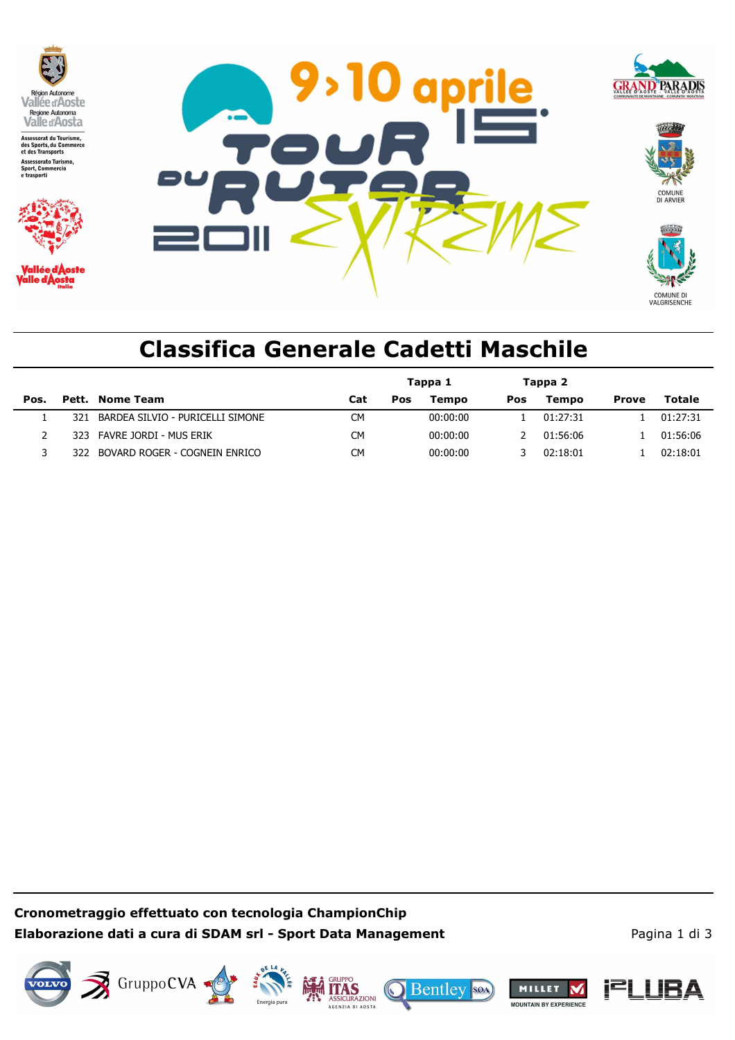# Classifica Generale Cadetti Maschile

| | | | | Tappa 1 | | Tappa 2 | | | |
|---|---|---|---|---|---|---|---|---|---|
| Pos. | Pett. | Nome Team | Cat | Pos | Tempo | Pos | Tempo | Prove | Totale |
| 1 | 321 | BARDEA SILVIO - PURICELLI SIMONE | CM | | 00:00:00 | 1 | 01:27:31 | 1 | 01:27:31 |
| 2 | 323 | FAVRE JORDI - MUS ERIK | CM | | 00:00:00 | 2 | 01:56:06 | 1 | 01:56:06 |
| 3 | 322 | BOVARD ROGER - COGNEIN ENRICO | CM | | 00:00:00 | 3 | 02:18:01 | 1 | 02:18:01 |

**Cronometraggio effettuato con tecnologia ChampionChip**
**Elaborazione dati a cura di SDAM srl - Sport Data Management**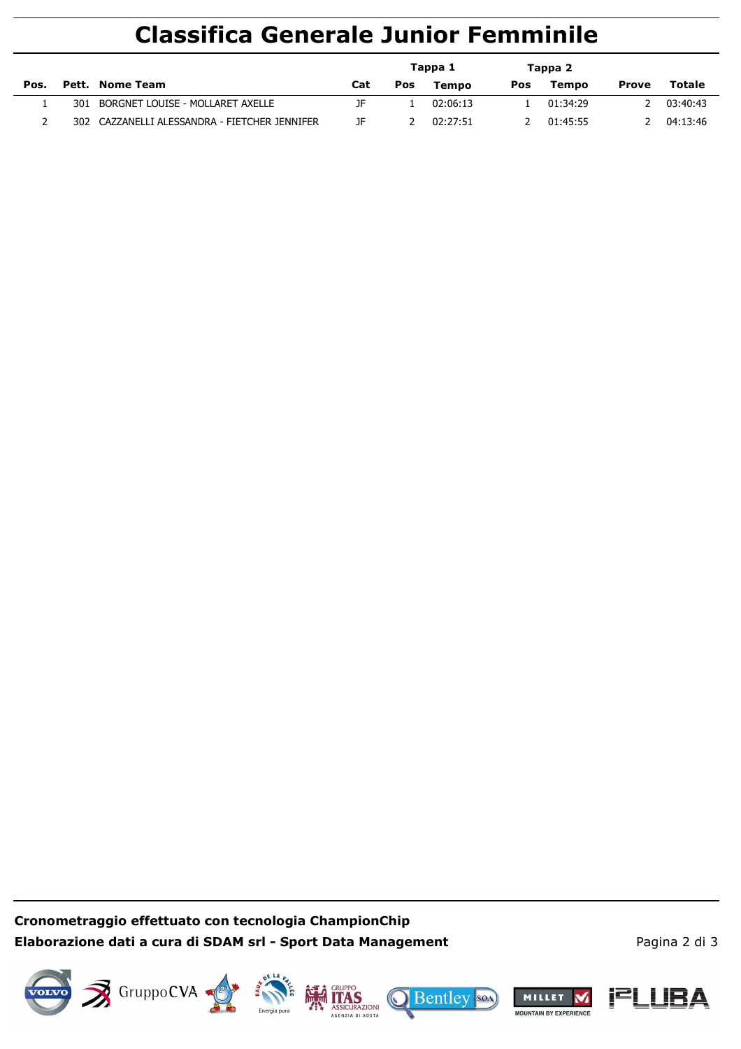# Classifica Generale Junior Femminile

| | | | | Tappa 1 | | Tappa 2 | | | |
|---|---|---|---|---|---|---|---|---|---|
| Pos. | Pett. | Nome Team | Cat | Pos | Tempo | Pos | Tempo | Prove | Totale |
| 1 | 301 | BORGNET LOUISE - MOLLARET AXELLE | JF | 1 | 02:06:13 | 1 | 01:34:29 | 2 | 03:40:43 |
| 2 | 302 | CAZZANELLI ALESSANDRA - FIETCHER JENNIFER | JF | 2 | 02:27:51 | 2 | 01:45:55 | 2 | 04:13:46 |

**Cronometraggio effettuato con tecnologia ChampionChip**

**Elaborazione dati a cura di SDAM srl - Sport Data Management**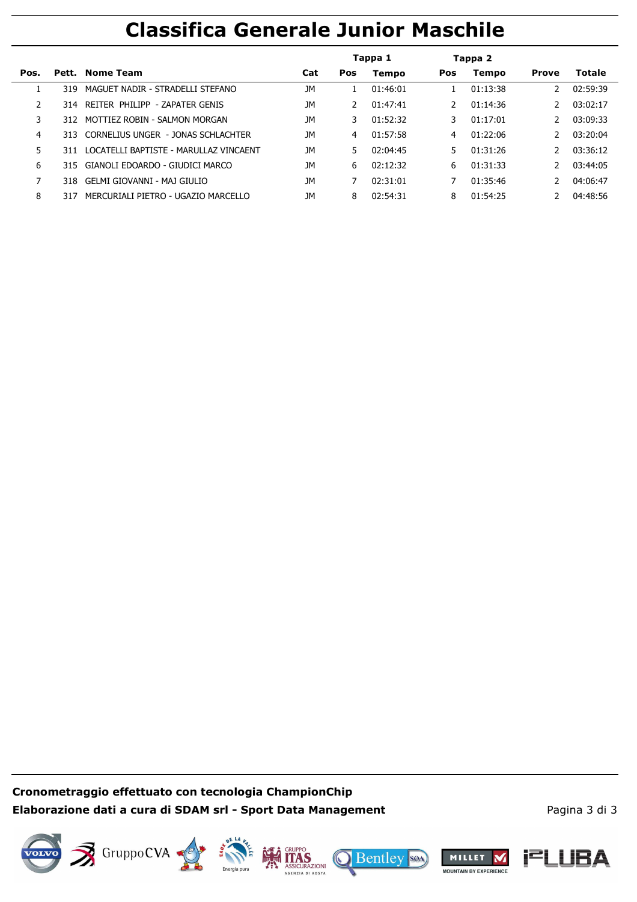# Classifica Generale Junior Maschile

| | | | | Tappa 1 | | Tappa 2 | | | |
|---|---|---|---|---|---|---|---|---|---|
| Pos. | Pett. | Nome Team | Cat | Pos | Tempo | Pos | Tempo | Prove | Totale |
| 1 | 319 | MAGUET NADIR - STRADELLI STEFANO | JM | 1 | 01:46:01 | 1 | 01:13:38 | 2 | 02:59:39 |
| 2 | 314 | REITER PHILIPP - ZAPATER GENIS | JM | 2 | 01:47:41 | 2 | 01:14:36 | 2 | 03:02:17 |
| 3 | 312 | MOTTIEZ ROBIN - SALMON MORGAN | JM | 3 | 01:52:32 | 3 | 01:17:01 | 2 | 03:09:33 |
| 4 | 313 | CORNELIUS UNGER - JONAS SCHLACHTER | JM | 4 | 01:57:58 | 4 | 01:22:06 | 2 | 03:20:04 |
| 5 | 311 | LOCATELLI BAPTISTE - MARULLAZ VINCAENT | JM | 5 | 02:04:45 | 5 | 01:31:26 | 2 | 03:36:12 |
| 6 | 315 | GIANOLI EDOARDO - GIUDICI MARCO | JM | 6 | 02:12:32 | 6 | 01:31:33 | 2 | 03:44:05 |
| 7 | 318 | GELMI GIOVANNI - MAJ GIULIO | JM | 7 | 02:31:01 | 7 | 01:35:46 | 2 | 04:06:47 |
| 8 | 317 | MERCURIALI PIETRO - UGAZIO MARCELLO | JM | 8 | 02:54:31 | 8 | 01:54:25 | 2 | 04:48:56 |

**Cronometraggio effettuato con tecnologia ChampionChip**
**Elaborazione dati a cura di SDAM srl - Sport Data Management**